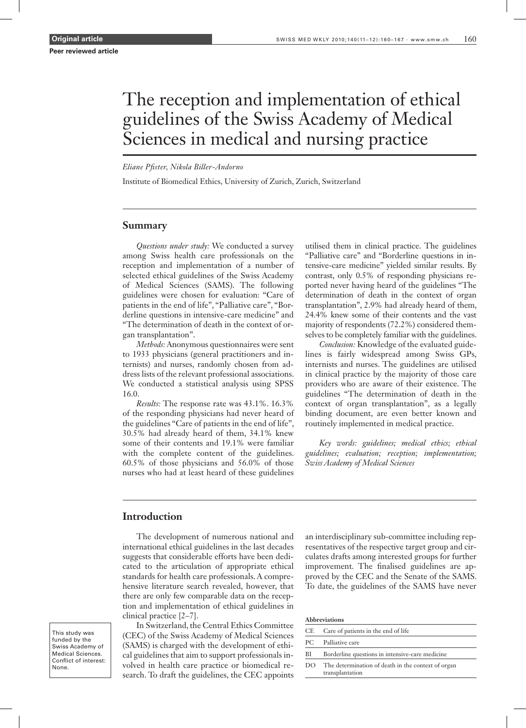**Original article**

**Peer reviewed article**

# The reception and implementation of ethical guidelines of the Swiss Academy of Medical Sciences in medical and nursing practice

*Eliane Pfister, Nikola Biller-Andorno*

Institute of Biomedical Ethics, University of Zurich, Zurich, Switzerland

## Summary

*Questions under study:* We conducted a survey among Swiss health care professionals on the reception and implementation of a number of selected ethical guidelines of the Swiss Academy of Medical Sciences (SAMS). The following guidelines were chosen for evaluation: "Care of patients in the end of life", "Palliative care", "Borderline questions in intensive-care medicine" and "The determination of death in the context of organ transplantation".

*Methods:* Anonymous questionnaires were sent to 1933 physicians (general practitioners and internists) and nurses, randomly chosen from address lists of the relevant professional associations. We conducted a statistical analysis using SPSS 16.0.

*Results:* The response rate was 43.1%. 16.3% of the responding physicians had never heard of the guidelines "Care of patients in the end of life", 30.5% had already heard of them, 34.1% knew some of their contents and 19.1% were familiar with the complete content of the guidelines. 60.5% of those physicians and 56.0% of those nurses who had at least heard of these guidelines utilised them in clinical practice. The guidelines "Palliative care" and "Borderline questions in intensive-care medicine" yielded similar results. By contrast, only 0.5% of responding physicians reported never having heard of the guidelines "The determination of death in the context of organ transplantation", 2.9% had already heard of them, 24.4% knew some of their contents and the vast majority of respondents (72.2%) considered themselves to be completely familiar with the guidelines.

*Conclusion:* Knowledge of the evaluated guidelines is fairly widespread among Swiss GPs, internists and nurses. The guidelines are utilised in clinical practice by the majority of those care providers who are aware of their existence. The guidelines "The determination of death in the context of organ transplantation", as a legally binding document, are even better known and routinely implemented in medical practice.

*Key words: guidelines; medical ethics; ethical guidelines; evaluation; reception; implementation; Swiss Academy of Medical Sciences*

## Introduction

The development of numerous national and international ethical guidelines in the last decades suggests that considerable efforts have been dedicated to the articulation of appropriate ethical standards for health care professionals. A comprehensive literature search revealed, however, that there are only few comparable data on the reception and implementation of ethical guidelines in clinical practice [2–7].

In Switzerland, the Central Ethics Committee (CEC) of the Swiss Academy of Medical Sciences (SAMS) is charged with the development of ethical guidelines that aim to support professionals involved in health care practice or biomedical research. To draft the guidelines, the CEC appoints an interdisciplinary sub-committee including representatives of the respective target group and circulates drafts among interested groups for further improvement. The finalised guidelines are approved by the CEC and the Senate of the SAMS. To date, the guidelines of the SAMS have never

This study was funded by the Swiss Academy of Medical Sciences. Conflict of interest: None.

**Abbreviations**

| | |
|---|---|
| CE | Care of patients in the end of life |
| PC | Palliative care |
| BI | Borderline questions in intensive-care medicine |
| DO | The determination of death in the context of organ transplantation |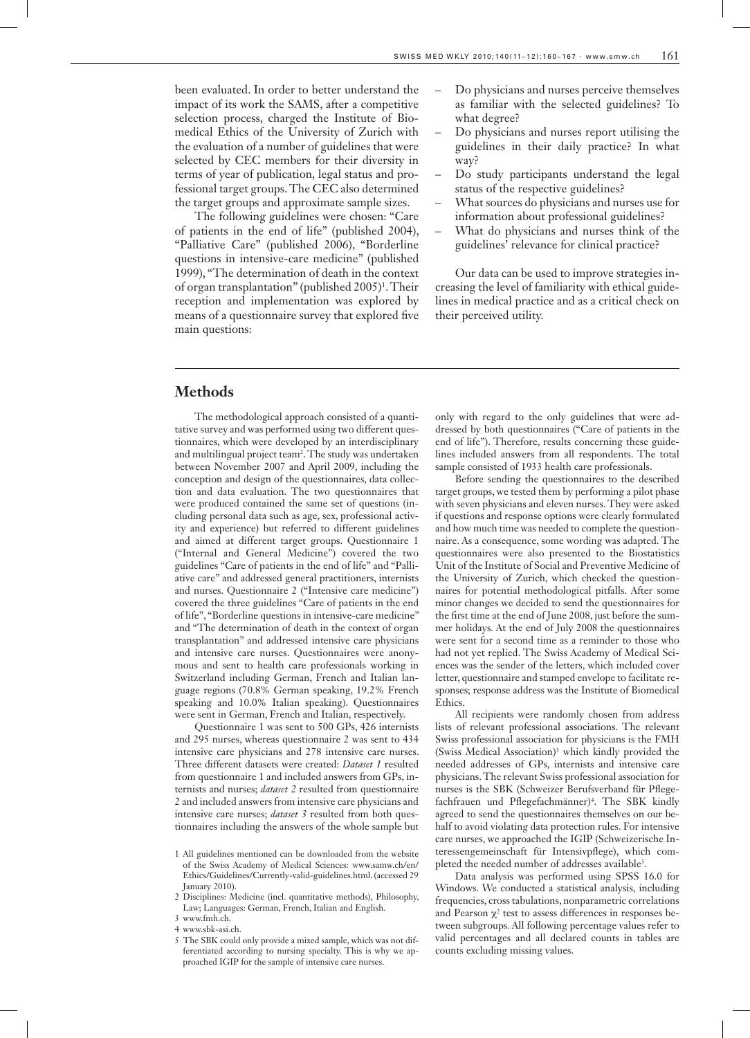been evaluated. In order to better understand the impact of its work the SAMS, after a competitive selection process, charged the Institute of Biomedical Ethics of the University of Zurich with the evaluation of a number of guidelines that were selected by CEC members for their diversity in terms of year of publication, legal status and professional target groups. The CEC also determined the target groups and approximate sample sizes.

The following guidelines were chosen: "Care of patients in the end of life" (published 2004), "Palliative Care" (published 2006), "Borderline questions in intensive-care medicine" (published 1999), "The determination of death in the context of organ transplantation" (published 2005)[1]. Their reception and implementation was explored by means of a questionnaire survey that explored five main questions:

- Do physicians and nurses perceive themselves as familiar with the selected guidelines? To what degree?
- Do physicians and nurses report utilising the guidelines in their daily practice? In what way?
- Do study participants understand the legal status of the respective guidelines?
- What sources do physicians and nurses use for information about professional guidelines?
- What do physicians and nurses think of the guidelines' relevance for clinical practice?

Our data can be used to improve strategies increasing the level of familiarity with ethical guidelines in medical practice and as a critical check on their perceived utility.

## Methods

The methodological approach consisted of a quantitative survey and was performed using two different questionnaires, which were developed by an interdisciplinary and multilingual project team[2]. The study was undertaken between November 2007 and April 2009, including the conception and design of the questionnaires, data collection and data evaluation. The two questionnaires that were produced contained the same set of questions (including personal data such as age, sex, professional activity and experience) but referred to different guidelines and aimed at different target groups. Questionnaire 1 ("Internal and General Medicine") covered the two guidelines "Care of patients in the end of life" and "Palliative care" and addressed general practitioners, internists and nurses. Questionnaire 2 ("Intensive care medicine") covered the three guidelines "Care of patients in the end of life", "Borderline questions in intensive-care medicine" and "The determination of death in the context of organ transplantation" and addressed intensive care physicians and intensive care nurses. Questionnaires were anonymous and sent to health care professionals working in Switzerland including German, French and Italian language regions (70.8% German speaking, 19.2% French speaking and 10.0% Italian speaking). Questionnaires were sent in German, French and Italian, respectively.

Questionnaire 1 was sent to 500 GPs, 426 internists and 295 nurses, whereas questionnaire 2 was sent to 434 intensive care physicians and 278 intensive care nurses. Three different datasets were created: *Dataset 1* resulted from questionnaire 1 and included answers from GPs, internists and nurses; *dataset 2* resulted from questionnaire 2 and included answers from intensive care physicians and intensive care nurses; *dataset 3* resulted from both questionnaires including the answers of the whole sample but only with regard to the only guidelines that were addressed by both questionnaires ("Care of patients in the end of life"). Therefore, results concerning these guidelines included answers from all respondents. The total sample consisted of 1933 health care professionals.

Before sending the questionnaires to the described target groups, we tested them by performing a pilot phase with seven physicians and eleven nurses. They were asked if questions and response options were clearly formulated and how much time was needed to complete the questionnaire. As a consequence, some wording was adapted. The questionnaires were also presented to the Biostatistics Unit of the Institute of Social and Preventive Medicine of the University of Zurich, which checked the questionnaires for potential methodological pitfalls. After some minor changes we decided to send the questionnaires for the first time at the end of June 2008, just before the summer holidays. At the end of July 2008 the questionnaires were sent for a second time as a reminder to those who had not yet replied. The Swiss Academy of Medical Sciences was the sender of the letters, which included cover letter, questionnaire and stamped envelope to facilitate responses; response address was the Institute of Biomedical Ethics.

All recipients were randomly chosen from address lists of relevant professional associations. The relevant Swiss professional association for physicians is the FMH (Swiss Medical Association)[3] which kindly provided the needed addresses of GPs, internists and intensive care physicians. The relevant Swiss professional association for nurses is the SBK (Schweizer Berufsverband für Pflegefachfrauen und Pflegefachmänner)[4]. The SBK kindly agreed to send the questionnaires themselves on our behalf to avoid violating data protection rules. For intensive care nurses, we approached the IGIP (Schweizerische Interessengemeinschaft für Intensivpflege), which completed the needed number of addresses available[5].

Data analysis was performed using SPSS 16.0 for Windows. We conducted a statistical analysis, including frequencies, cross tabulations, nonparametric correlations and Pearson $\chi^2$ test to assess differences in responses between subgroups. All following percentage values refer to valid percentages and all declared counts in tables are counts excluding missing values.

1 All guidelines mentioned can be downloaded from the website of the Swiss Academy of Medical Sciences: www.samw.ch/en/Ethics/Guidelines/Currently-valid-guidelines.html. (accessed 29 January 2010).

2 Disciplines: Medicine (incl. quantitative methods), Philosophy, Law; Languages: German, French, Italian and English.

3 www.fmh.ch.

4 www.sbk-asi.ch.

5 The SBK could only provide a mixed sample, which was not differentiated according to nursing specialty. This is why we approached IGIP for the sample of intensive care nurses.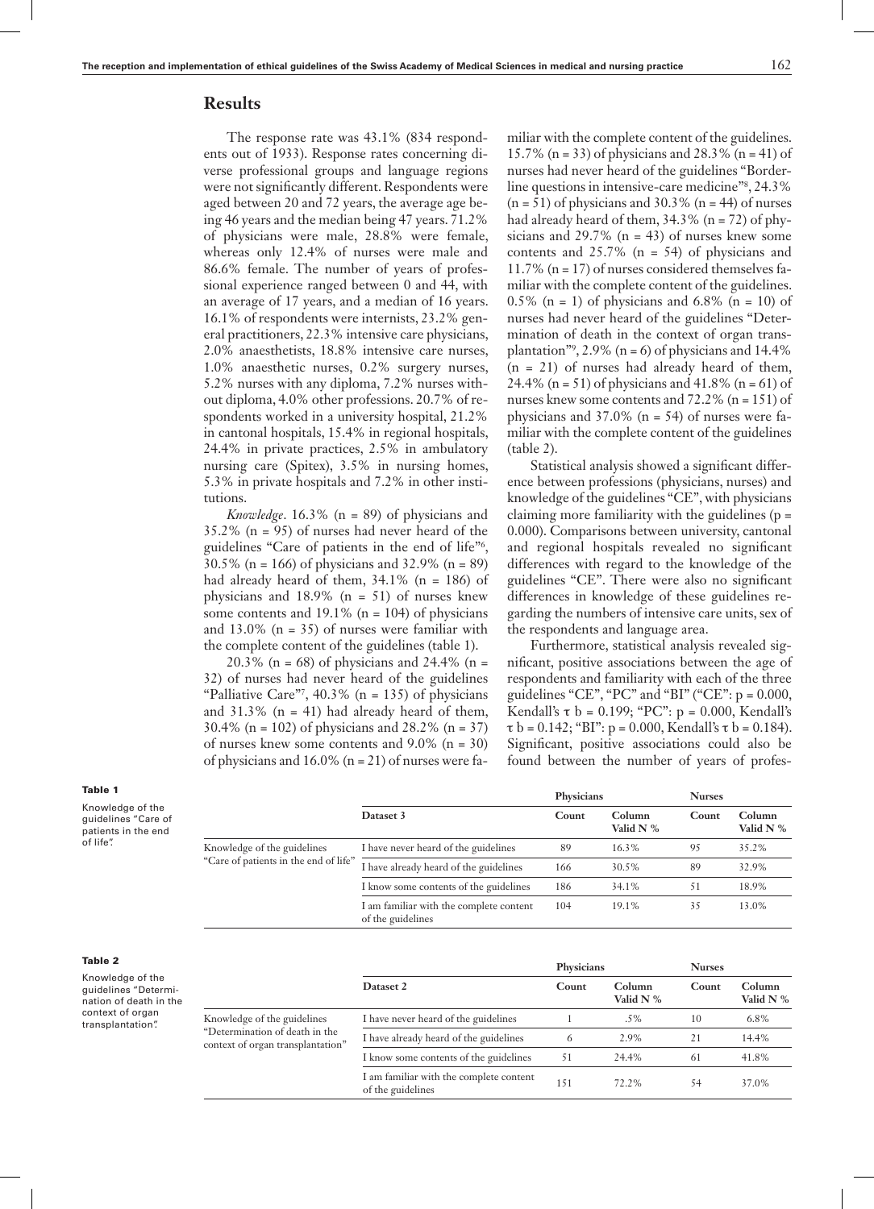## Results

The response rate was 43.1% (834 respondents out of 1933). Response rates concerning diverse professional groups and language regions were not significantly different. Respondents were aged between 20 and 72 years, the average age being 46 years and the median being 47 years. 71.2% of physicians were male, 28.8% were female, whereas only 12.4% of nurses were male and 86.6% female. The number of years of professional experience ranged between 0 and 44, with an average of 17 years, and a median of 16 years. 16.1% of respondents were internists, 23.2% general practitioners, 22.3% intensive care physicians, 2.0% anaesthetists, 18.8% intensive care nurses, 1.0% anaesthetic nurses, 0.2% surgery nurses, 5.2% nurses with any diploma, 7.2% nurses without diploma, 4.0% other professions. 20.7% of respondents worked in a university hospital, 21.2% in cantonal hospitals, 15.4% in regional hospitals, 24.4% in private practices, 2.5% in ambulatory nursing care (Spitex), 3.5% in nursing homes, 5.3% in private hospitals and 7.2% in other institutions.

*Knowledge*. 16.3% (n = 89) of physicians and 35.2% (n = 95) of nurses had never heard of the guidelines "Care of patients in the end of life"[6], 30.5% (n = 166) of physicians and 32.9% (n = 89) had already heard of them, 34.1% (n = 186) of physicians and 18.9% (n = 51) of nurses knew some contents and 19.1% (n = 104) of physicians and 13.0% (n = 35) of nurses were familiar with the complete content of the guidelines (table 1).

20.3% (n = 68) of physicians and 24.4% (n = 32) of nurses had never heard of the guidelines "Palliative Care"[7], 40.3% (n = 135) of physicians and 31.3% (n = 41) had already heard of them, 30.4% (n = 102) of physicians and 28.2% (n = 37) of nurses knew some contents and 9.0% (n = 30) of physicians and 16.0% (n = 21) of nurses were familiar with the complete content of the guidelines. 15.7% (n = 33) of physicians and 28.3% (n = 41) of nurses had never heard of the guidelines "Borderline questions in intensive-care medicine"[8], 24.3% (n = 51) of physicians and 30.3% (n = 44) of nurses had already heard of them, 34.3% (n = 72) of physicians and 29.7% (n = 43) of nurses knew some contents and 25.7% (n = 54) of physicians and 11.7% (n = 17) of nurses considered themselves familiar with the complete content of the guidelines. 0.5% (n = 1) of physicians and 6.8% (n = 10) of nurses had never heard of the guidelines "Determination of death in the context of organ transplantation"[9], 2.9% (n = 6) of physicians and 14.4% (n = 21) of nurses had already heard of them, 24.4% (n = 51) of physicians and 41.8% (n = 61) of nurses knew some contents and 72.2% (n = 151) of physicians and 37.0% (n = 54) of nurses were familiar with the complete content of the guidelines (table 2).

Statistical analysis showed a significant difference between professions (physicians, nurses) and knowledge of the guidelines "CE", with physicians claiming more familiarity with the guidelines ($p = 0.000$). Comparisons between university, cantonal and regional hospitals revealed no significant differences with regard to the knowledge of the guidelines "CE". There were also no significant differences in knowledge of these guidelines regarding the numbers of intensive care units, sex of the respondents and language area.

Furthermore, statistical analysis revealed significant, positive associations between the age of respondents and familiarity with each of the three guidelines "CE", "PC" and "BI" ("CE": $p = 0.000$, Kendall's $\tau\ b = 0.199$; "PC": $p = 0.000$, Kendall's $\tau\ b = 0.142$; "BI": $p = 0.000$, Kendall's $\tau\ b = 0.184$). Significant, positive associations could also be found between the number of years of profes-

**Table 1**
Knowledge of the guidelines "Care of patients in the end of life".

| | | Physicians | | Nurses | |
|---|---|---|---|---|---|
| | Dataset 3 | Count | Column Valid N % | Count | Column Valid N % |
| Knowledge of the guidelines "Care of patients in the end of life" | I have never heard of the guidelines | 89 | 16.3% | 95 | 35.2% |
| | I have already heard of the guidelines | 166 | 30.5% | 89 | 32.9% |
| | I know some contents of the guidelines | 186 | 34.1% | 51 | 18.9% |
| | I am familiar with the complete content of the guidelines | 104 | 19.1% | 35 | 13.0% |

**Table 2**
Knowledge of the guidelines "Determination of death in the context of organ transplantation".

| | | Physicians | | Nurses | |
|---|---|---|---|---|---|
| | Dataset 2 | Count | Column Valid N % | Count | Column Valid N % |
| Knowledge of the guidelines "Determination of death in the context of organ transplantation" | I have never heard of the guidelines | 1 | .5% | 10 | 6.8% |
| | I have already heard of the guidelines | 6 | 2.9% | 21 | 14.4% |
| | I know some contents of the guidelines | 51 | 24.4% | 61 | 41.8% |
| | I am familiar with the complete content of the guidelines | 151 | 72.2% | 54 | 37.0% |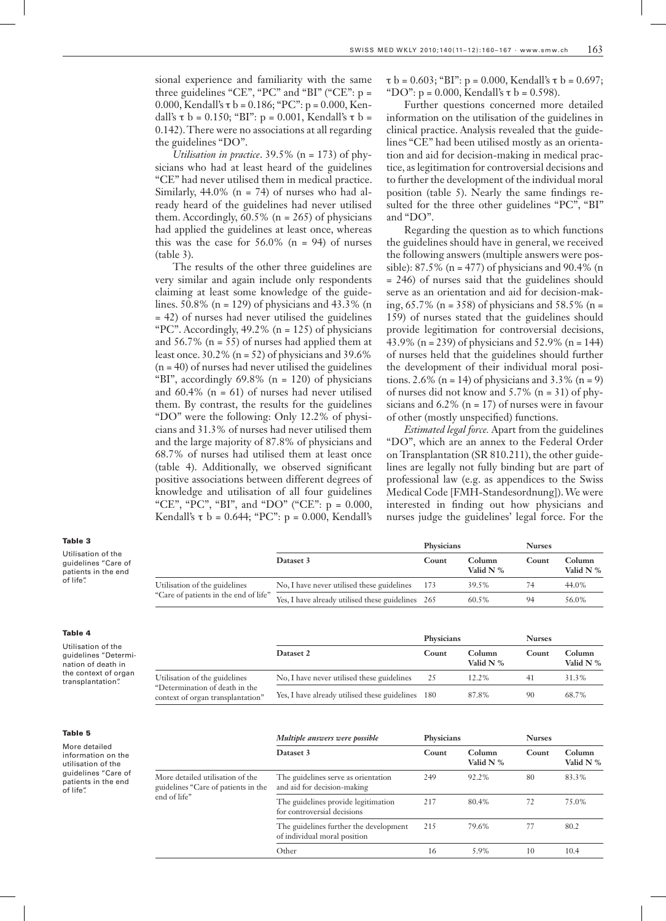sional experience and familiarity with the same three guidelines "CE", "PC" and "BI" ("CE": p = 0.000, Kendall's τ b = 0.186; "PC": p = 0.000, Kendall's τ b = 0.150; "BI": p = 0.001, Kendall's τ b = 0.142). There were no associations at all regarding the guidelines "DO".

*Utilisation in practice*. 39.5% (n = 173) of physicians who had at least heard of the guidelines "CE" had never utilised them in medical practice. Similarly, 44.0% (n = 74) of nurses who had already heard of the guidelines had never utilised them. Accordingly, 60.5% (n = 265) of physicians had applied the guidelines at least once, whereas this was the case for 56.0% (n = 94) of nurses (table 3).

The results of the other three guidelines are very similar and again include only respondents claiming at least some knowledge of the guidelines. 50.8% (n = 129) of physicians and 43.3% (n = 42) of nurses had never utilised the guidelines "PC". Accordingly, 49.2% (n = 125) of physicians and 56.7% (n = 55) of nurses had applied them at least once. 30.2% (n = 52) of physicians and 39.6% (n = 40) of nurses had never utilised the guidelines "BI", accordingly 69.8% (n = 120) of physicians and 60.4% (n = 61) of nurses had never utilised them. By contrast, the results for the guidelines "DO" were the following: Only 12.2% of physicians and 31.3% of nurses had never utilised them and the large majority of 87.8% of physicians and 68.7% of nurses had utilised them at least once (table 4). Additionally, we observed significant positive associations between different degrees of knowledge and utilisation of all four guidelines "CE", "PC", "BI", and "DO" ("CE": p = 0.000, Kendall's τ b = 0.644; "PC": p = 0.000, Kendall's τ b = 0.603; "BI": p = 0.000, Kendall's τ b = 0.697; "DO": p = 0.000, Kendall's τ b = 0.598).

Further questions concerned more detailed information on the utilisation of the guidelines in clinical practice. Analysis revealed that the guidelines "CE" had been utilised mostly as an orientation and aid for decision-making in medical practice, as legitimation for controversial decisions and to further the development of the individual moral position (table 5). Nearly the same findings resulted for the three other guidelines "PC", "BI" and "DO".

Regarding the question as to which functions the guidelines should have in general, we received the following answers (multiple answers were possible): 87.5% (n = 477) of physicians and 90.4% (n = 246) of nurses said that the guidelines should serve as an orientation and aid for decision-making, 65.7% (n = 358) of physicians and 58.5% (n = 159) of nurses stated that the guidelines should provide legitimation for controversial decisions, 43.9% (n = 239) of physicians and 52.9% (n = 144) of nurses held that the guidelines should further the development of their individual moral positions. 2.6% (n = 14) of physicians and 3.3% (n = 9) of nurses did not know and 5.7% (n = 31) of physicians and 6.2% (n = 17) of nurses were in favour of other (mostly unspecified) functions.

*Estimated legal force.* Apart from the guidelines "DO", which are an annex to the Federal Order on Transplantation (SR 810.211), the other guidelines are legally not fully binding but are part of professional law (e.g. as appendices to the Swiss Medical Code [FMH-Standesordnung]). We were interested in finding out how physicians and nurses judge the guidelines' legal force. For the

**Table 3**

Utilisation of the guidelines "Care of patients in the end of life".

| | | Physicians | | Nurses | |
|---|---|---|---|---|---|
| | Dataset 3 | Count | Column Valid N % | Count | Column Valid N % |
| Utilisation of the guidelines "Care of patients in the end of life" | No, I have never utilised these guidelines | 173 | 39.5% | 74 | 44.0% |
| | Yes, I have already utilised these guidelines | 265 | 60.5% | 94 | 56.0% |

**Table 4**

Utilisation of the guidelines "Determination of death in the context of organ transplantation".

| | | Physicians | | Nurses | |
|---|---|---|---|---|---|
| | Dataset 2 | Count | Column Valid N % | Count | Column Valid N % |
| Utilisation of the guidelines "Determination of death in the context of organ transplantation" | No, I have never utilised these guidelines | 25 | 12.2% | 41 | 31.3% |
| | Yes, I have already utilised these guidelines | 180 | 87.8% | 90 | 68.7% |

**Table 5**

More detailed information on the utilisation of the guidelines "Care of patients in the end of life".

| | *Multiple answers were possible* | Physicians | | Nurses | |
|---|---|---|---|---|---|
| | Dataset 3 | Count | Column Valid N % | Count | Column Valid N % |
| More detailed utilisation of the guidelines "Care of patients in the end of life" | The guidelines serve as orientation and aid for decision-making | 249 | 92.2% | 80 | 83.3% |
| | The guidelines provide legitimation for controversial decisions | 217 | 80.4% | 72 | 75.0% |
| | The guidelines further the development of individual moral position | 215 | 79.6% | 77 | 80.2 |
| | Other | 16 | 5.9% | 10 | 10.4 |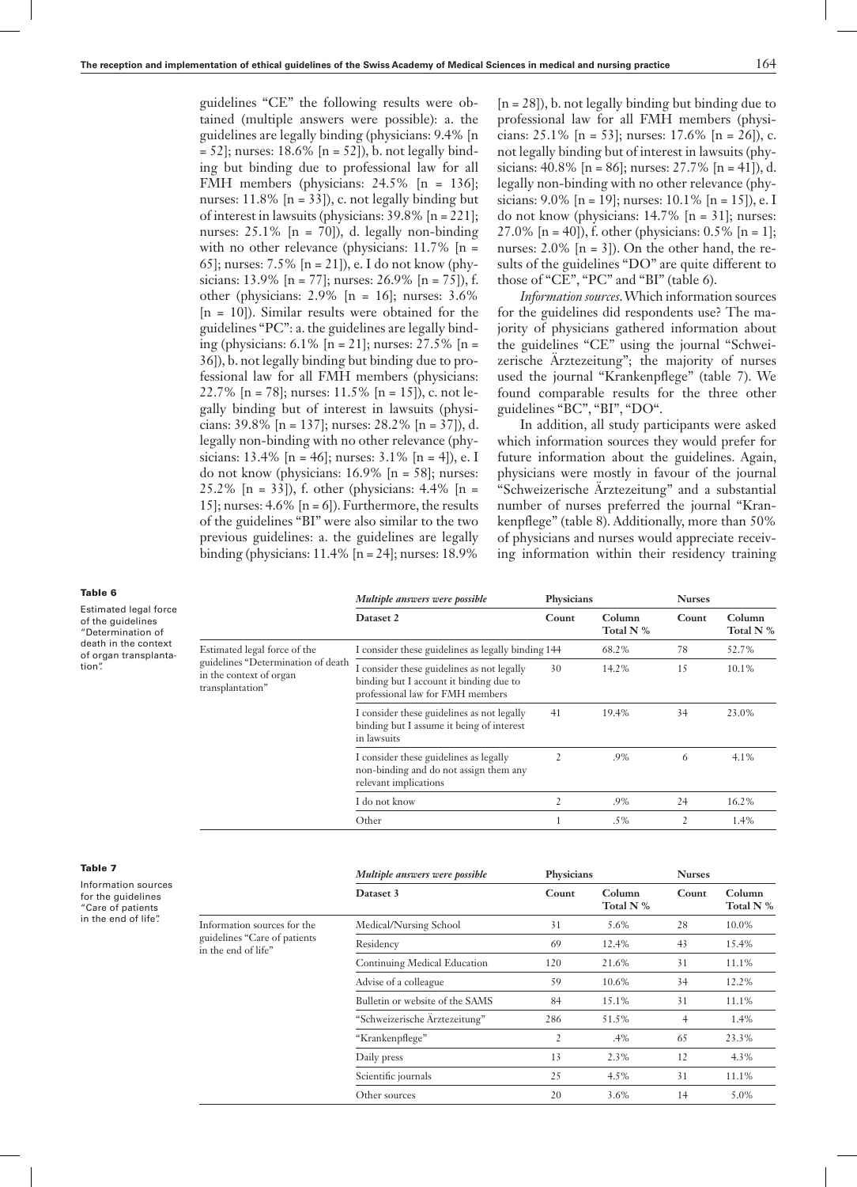guidelines "CE" the following results were obtained (multiple answers were possible): a. the guidelines are legally binding (physicians: 9.4% [n = 52]; nurses: 18.6% [n = 52]), b. not legally binding but binding due to professional law for all FMH members (physicians: 24.5% [n = 136]; nurses: 11.8% [n = 33]), c. not legally binding but of interest in lawsuits (physicians: 39.8% [n = 221]; nurses: 25.1% [n = 70]), d. legally non-binding with no other relevance (physicians: 11.7% [n = 65]; nurses: 7.5% [n = 21]), e. I do not know (physicians: 13.9% [n = 77]; nurses: 26.9% [n = 75]), f. other (physicians: 2.9% [n = 16]; nurses: 3.6% [n = 10]). Similar results were obtained for the guidelines "PC": a. the guidelines are legally binding (physicians: 6.1% [n = 21]; nurses: 27.5% [n = 36]), b. not legally binding but binding due to professional law for all FMH members (physicians: 22.7% [n = 78]; nurses: 11.5% [n = 15]), c. not legally binding but of interest in lawsuits (physicians: 39.8% [n = 137]; nurses: 28.2% [n = 37]), d. legally non-binding with no other relevance (physicians: 13.4% [n = 46]; nurses: 3.1% [n = 4]), e. I do not know (physicians: 16.9% [n = 58]; nurses: 25.2% [n = 33]), f. other (physicians: 4.4% [n = 15]; nurses: 4.6% [n = 6]). Furthermore, the results of the guidelines "BI" were also similar to the two previous guidelines: a. the guidelines are legally binding (physicians: 11.4% [n = 24]; nurses: 18.9% [n = 28]), b. not legally binding but binding due to professional law for all FMH members (physicians: 25.1% [n = 53]; nurses: 17.6% [n = 26]), c. not legally binding but of interest in lawsuits (physicians: 40.8% [n = 86]; nurses: 27.7% [n = 41]), d. legally non-binding with no other relevance (physicians: 9.0% [n = 19]; nurses: 10.1% [n = 15]), e. I do not know (physicians: 14.7% [n = 31]; nurses: 27.0% [n = 40]), f. other (physicians: 0.5% [n = 1]; nurses: 2.0% [n = 3]). On the other hand, the results of the guidelines "DO" are quite different to those of "CE", "PC" and "BI" (table 6).

*Information sources.* Which information sources for the guidelines did respondents use? The majority of physicians gathered information about the guidelines "CE" using the journal "Schweizerische Ärztezeitung"; the majority of nurses used the journal "Krankenpflege" (table 7). We found comparable results for the three other guidelines "BC", "BI", "DO".

In addition, all study participants were asked which information sources they would prefer for future information about the guidelines. Again, physicians were mostly in favour of the journal "Schweizerische Ärztezeitung" and a substantial number of nurses preferred the journal "Krankenpflege" (table 8). Additionally, more than 50% of physicians and nurses would appreciate receiving information within their residency training

**Table 6**

Estimated legal force of the guidelines "Determination of death in the context of organ transplantation".

| | *Multiple answers were possible* | Physicians | | Nurses | |
|---|---|---|---|---|---|
| | **Dataset 2** | **Count** | **Column Total N %** | **Count** | **Column Total N %** |
| Estimated legal force of the guidelines "Determination of death in the context of organ transplantation" | I consider these guidelines as legally binding | 144 | 68.2% | 78 | 52.7% |
| | I consider these guidelines as not legally binding but I account it binding due to professional law for FMH members | 30 | 14.2% | 15 | 10.1% |
| | I consider these guidelines as not legally binding but I assume it being of interest in lawsuits | 41 | 19.4% | 34 | 23.0% |
| | I consider these guidelines as legally non-binding and do not assign them any relevant implications | 2 | .9% | 6 | 4.1% |
| | I do not know | 2 | .9% | 24 | 16.2% |
| | Other | 1 | .5% | 2 | 1.4% |

**Table 7**

Information sources for the guidelines "Care of patients in the end of life".

| | *Multiple answers were possible* | Physicians | | Nurses | |
|---|---|---|---|---|---|
| | **Dataset 3** | **Count** | **Column Total N %** | **Count** | **Column Total N %** |
| Information sources for the guidelines "Care of patients in the end of life" | Medical/Nursing School | 31 | 5.6% | 28 | 10.0% |
| | Residency | 69 | 12.4% | 43 | 15.4% |
| | Continuing Medical Education | 120 | 21.6% | 31 | 11.1% |
| | Advise of a colleague | 59 | 10.6% | 34 | 12.2% |
| | Bulletin or website of the SAMS | 84 | 15.1% | 31 | 11.1% |
| | "Schweizerische Ärztezeitung" | 286 | 51.5% | 4 | 1.4% |
| | "Krankenpflege" | 2 | .4% | 65 | 23.3% |
| | Daily press | 13 | 2.3% | 12 | 4.3% |
| | Scientific journals | 25 | 4.5% | 31 | 11.1% |
| | Other sources | 20 | 3.6% | 14 | 5.0% |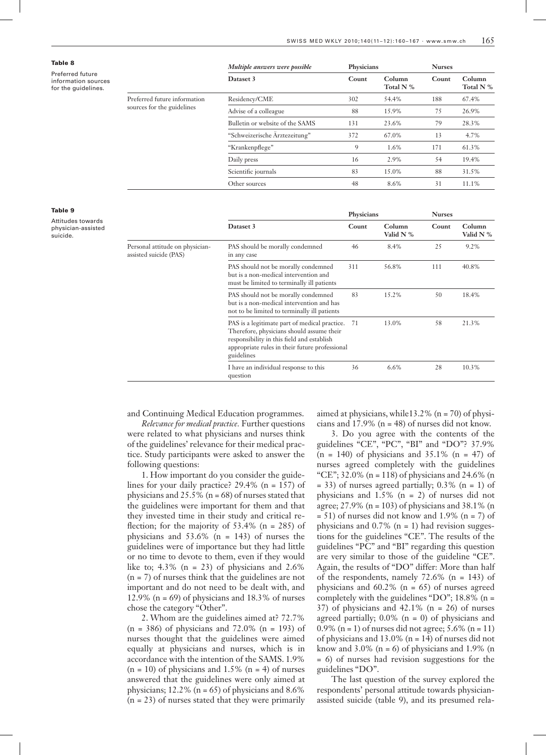**Table 8**

Preferred future information sources for the guidelines.

| | Multiple answers were possible | Physicians | | Nurses | |
|---|---|---|---|---|---|
| | Dataset 3 | Count | Column Total N % | Count | Column Total N % |
| Preferred future information sources for the guidelines | Residency/CME | 302 | 54.4% | 188 | 67.4% |
| | Advise of a colleague | 88 | 15.9% | 75 | 26.9% |
| | Bulletin or website of the SAMS | 131 | 23.6% | 79 | 28.3% |
| | "Schweizerische Ärztezeitung" | 372 | 67.0% | 13 | 4.7% |
| | "Krankenpflege" | 9 | 1.6% | 171 | 61.3% |
| | Daily press | 16 | 2.9% | 54 | 19.4% |
| | Scientific journals | 83 | 15.0% | 88 | 31.5% |
| | Other sources | 48 | 8.6% | 31 | 11.1% |

**Table 9**

Attitudes towards physician-assisted suicide.

| | | Physicians | | Nurses | |
|---|---|---|---|---|---|
| | Dataset 3 | Count | Column Valid N % | Count | Column Valid N % |
| Personal attitude on physician-assisted suicide (PAS) | PAS should be morally condemned in any case | 46 | 8.4% | 25 | 9.2% |
| | PAS should not be morally condemned but is a non-medical intervention and must be limited to terminally ill patients | 311 | 56.8% | 111 | 40.8% |
| | PAS should not be morally condemned but is a non-medical intervention and has not to be limited to terminally ill patients | 83 | 15.2% | 50 | 18.4% |
| | PAS is a legitimate part of medical practice. Therefore, physicians should assume their responsibility in this field and establish appropriate rules in their future professional guidelines | 71 | 13.0% | 58 | 21.3% |
| | I have an individual response to this question | 36 | 6.6% | 28 | 10.3% |

and Continuing Medical Education programmes.

*Relevance for medical practice.* Further questions were related to what physicians and nurses think of the guidelines' relevance for their medical practice. Study participants were asked to answer the following questions:

1. How important do you consider the guidelines for your daily practice? 29.4% (n = 157) of physicians and 25.5% (n = 68) of nurses stated that the guidelines were important for them and that they invested time in their study and critical reflection; for the majority of 53.4% (n = 285) of physicians and 53.6% (n = 143) of nurses the guidelines were of importance but they had little or no time to devote to them, even if they would like to; 4.3% (n = 23) of physicians and 2.6% (n = 7) of nurses think that the guidelines are not important and do not need to be dealt with, and 12.9% (n = 69) of physicians and 18.3% of nurses chose the category "Other".

2. Whom are the guidelines aimed at? 72.7% (n = 386) of physicians and 72.0% (n = 193) of nurses thought that the guidelines were aimed equally at physicians and nurses, which is in accordance with the intention of the SAMS. 1.9% (n = 10) of physicians and 1.5% (n = 4) of nurses answered that the guidelines were only aimed at physicians; 12.2% (n = 65) of physicians and 8.6% (n = 23) of nurses stated that they were primarily aimed at physicians, while13.2% (n = 70) of physicians and 17.9% (n = 48) of nurses did not know.

3. Do you agree with the contents of the guidelines "CE", "PC", "BI" and "DO"? 37.9% (n = 140) of physicians and 35.1% (n = 47) of nurses agreed completely with the guidelines "CE"; 32.0% (n = 118) of physicians and 24.6% (n = 33) of nurses agreed partially; 0.3% (n = 1) of physicians and 1.5% (n = 2) of nurses did not agree; 27.9% (n = 103) of physicians and 38.1% (n = 51) of nurses did not know and 1.9% (n = 7) of physicians and 0.7% (n = 1) had revision suggestions for the guidelines "CE". The results of the guidelines "PC" and "BI" regarding this question are very similar to those of the guideline "CE". Again, the results of "DO" differ: More than half of the respondents, namely 72.6% (n = 143) of physicians and 60.2% (n = 65) of nurses agreed completely with the guidelines "DO"; 18.8% (n = 37) of physicians and 42.1% (n = 26) of nurses agreed partially; 0.0% (n = 0) of physicians and 0.9% (n = 1) of nurses did not agree; 5.6% (n = 11) of physicians and 13.0% (n = 14) of nurses did not know and 3.0% (n = 6) of physicians and 1.9% (n = 6) of nurses had revision suggestions for the guidelines "DO".

The last question of the survey explored the respondents' personal attitude towards physician-assisted suicide (table 9), and its presumed rela-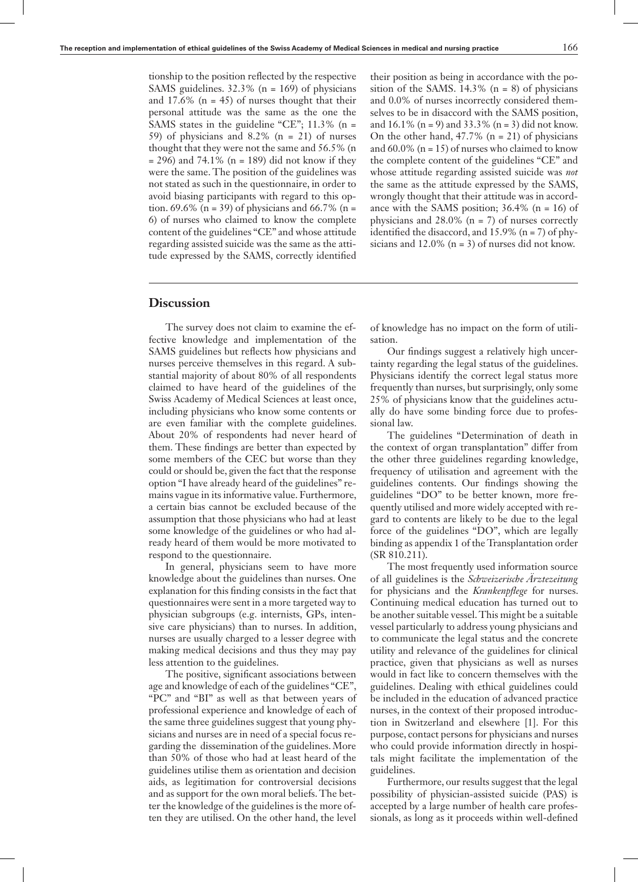tionship to the position reflected by the respective SAMS guidelines. 32.3% (n = 169) of physicians and 17.6% (n = 45) of nurses thought that their personal attitude was the same as the one the SAMS states in the guideline "CE"; 11.3% (n = 59) of physicians and 8.2% (n = 21) of nurses thought that they were not the same and 56.5% (n = 296) and 74.1% (n = 189) did not know if they were the same. The position of the guidelines was not stated as such in the questionnaire, in order to avoid biasing participants with regard to this option. 69.6% (n = 39) of physicians and 66.7% (n = 6) of nurses who claimed to know the complete content of the guidelines "CE" and whose attitude regarding assisted suicide was the same as the attitude expressed by the SAMS, correctly identified their position as being in accordance with the position of the SAMS. 14.3% (n = 8) of physicians and 0.0% of nurses incorrectly considered themselves to be in disaccord with the SAMS position, and 16.1% (n = 9) and 33.3% (n = 3) did not know. On the other hand, 47.7% (n = 21) of physicians and 60.0% (n = 15) of nurses who claimed to know the complete content of the guidelines "CE" and whose attitude regarding assisted suicide was *not* the same as the attitude expressed by the SAMS, wrongly thought that their attitude was in accordance with the SAMS position; 36.4% (n = 16) of physicians and 28.0% (n = 7) of nurses correctly identified the disaccord, and 15.9% (n = 7) of physicians and 12.0% (n = 3) of nurses did not know.

## Discussion

The survey does not claim to examine the effective knowledge and implementation of the SAMS guidelines but reflects how physicians and nurses perceive themselves in this regard. A substantial majority of about 80% of all respondents claimed to have heard of the guidelines of the Swiss Academy of Medical Sciences at least once, including physicians who know some contents or are even familiar with the complete guidelines. About 20% of respondents had never heard of them. These findings are better than expected by some members of the CEC but worse than they could or should be, given the fact that the response option "I have already heard of the guidelines" remains vague in its informative value. Furthermore, a certain bias cannot be excluded because of the assumption that those physicians who had at least some knowledge of the guidelines or who had already heard of them would be more motivated to respond to the questionnaire.

In general, physicians seem to have more knowledge about the guidelines than nurses. One explanation for this finding consists in the fact that questionnaires were sent in a more targeted way to physician subgroups (e.g. internists, GPs, intensive care physicians) than to nurses. In addition, nurses are usually charged to a lesser degree with making medical decisions and thus they may pay less attention to the guidelines.

The positive, significant associations between age and knowledge of each of the guidelines "CE", "PC" and "BI" as well as that between years of professional experience and knowledge of each of the same three guidelines suggest that young physicians and nurses are in need of a special focus regarding the dissemination of the guidelines. More than 50% of those who had at least heard of the guidelines utilise them as orientation and decision aids, as legitimation for controversial decisions and as support for the own moral beliefs. The better the knowledge of the guidelines is the more often they are utilised. On the other hand, the level of knowledge has no impact on the form of utilisation.

Our findings suggest a relatively high uncertainty regarding the legal status of the guidelines. Physicians identify the correct legal status more frequently than nurses, but surprisingly, only some 25% of physicians know that the guidelines actually do have some binding force due to professional law.

The guidelines "Determination of death in the context of organ transplantation" differ from the other three guidelines regarding knowledge, frequency of utilisation and agreement with the guidelines contents. Our findings showing the guidelines "DO" to be better known, more frequently utilised and more widely accepted with regard to contents are likely to be due to the legal force of the guidelines "DO", which are legally binding as appendix 1 of the Transplantation order (SR 810.211).

The most frequently used information source of all guidelines is the *Schweizerische Ärztezeitung* for physicians and the *Krankenpflege* for nurses. Continuing medical education has turned out to be another suitable vessel. This might be a suitable vessel particularly to address young physicians and to communicate the legal status and the concrete utility and relevance of the guidelines for clinical practice, given that physicians as well as nurses would in fact like to concern themselves with the guidelines. Dealing with ethical guidelines could be included in the education of advanced practice nurses, in the context of their proposed introduction in Switzerland and elsewhere [1]. For this purpose, contact persons for physicians and nurses who could provide information directly in hospitals might facilitate the implementation of the guidelines.

Furthermore, our results suggest that the legal possibility of physician-assisted suicide (PAS) is accepted by a large number of health care professionals, as long as it proceeds within well-defined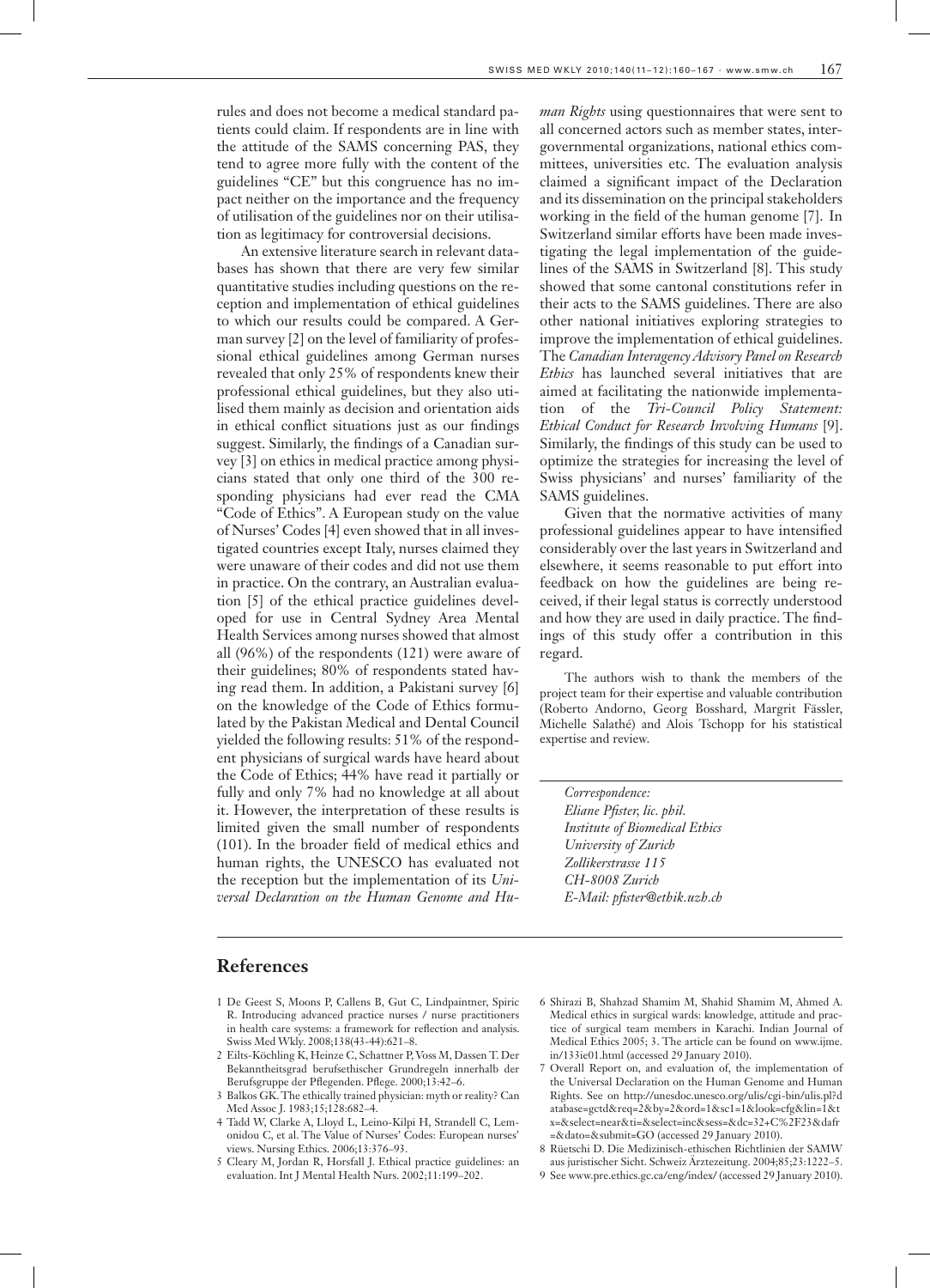rules and does not become a medical standard patients could claim. If respondents are in line with the attitude of the SAMS concerning PAS, they tend to agree more fully with the content of the guidelines "CE" but this congruence has no impact neither on the importance and the frequency of utilisation of the guidelines nor on their utilisation as legitimacy for controversial decisions.

An extensive literature search in relevant databases has shown that there are very few similar quantitative studies including questions on the reception and implementation of ethical guidelines to which our results could be compared. A German survey [2] on the level of familiarity of professional ethical guidelines among German nurses revealed that only 25% of respondents knew their professional ethical guidelines, but they also utilised them mainly as decision and orientation aids in ethical conflict situations just as our findings suggest. Similarly, the findings of a Canadian survey [3] on ethics in medical practice among physicians stated that only one third of the 300 responding physicians had ever read the CMA "Code of Ethics". A European study on the value of Nurses' Codes [4] even showed that in all investigated countries except Italy, nurses claimed they were unaware of their codes and did not use them in practice. On the contrary, an Australian evaluation [5] of the ethical practice guidelines developed for use in Central Sydney Area Mental Health Services among nurses showed that almost all (96%) of the respondents (121) were aware of their guidelines; 80% of respondents stated having read them. In addition, a Pakistani survey [6] on the knowledge of the Code of Ethics formulated by the Pakistan Medical and Dental Council yielded the following results: 51% of the respondent physicians of surgical wards have heard about the Code of Ethics; 44% have read it partially or fully and only 7% had no knowledge at all about it. However, the interpretation of these results is limited given the small number of respondents (101). In the broader field of medical ethics and human rights, the UNESCO has evaluated not the reception but the implementation of its *Universal Declaration on the Human Genome and Human Rights* using questionnaires that were sent to all concerned actors such as member states, intergovernmental organizations, national ethics committees, universities etc. The evaluation analysis claimed a significant impact of the Declaration and its dissemination on the principal stakeholders working in the field of the human genome [7]. In Switzerland similar efforts have been made investigating the legal implementation of the guidelines of the SAMS in Switzerland [8]. This study showed that some cantonal constitutions refer in their acts to the SAMS guidelines. There are also other national initiatives exploring strategies to improve the implementation of ethical guidelines. The *Canadian Interagency Advisory Panel on Research Ethics* has launched several initiatives that are aimed at facilitating the nationwide implementation of the *Tri-Council Policy Statement: Ethical Conduct for Research Involving Humans* [9]. Similarly, the findings of this study can be used to optimize the strategies for increasing the level of Swiss physicians' and nurses' familiarity of the SAMS guidelines.

Given that the normative activities of many professional guidelines appear to have intensified considerably over the last years in Switzerland and elsewhere, it seems reasonable to put effort into feedback on how the guidelines are being received, if their legal status is correctly understood and how they are used in daily practice. The findings of this study offer a contribution in this regard.

The authors wish to thank the members of the project team for their expertise and valuable contribution (Roberto Andorno, Georg Bosshard, Margrit Fässler, Michelle Salathé) and Alois Tschopp for his statistical expertise and review.

*Correspondence:*
*Eliane Pfister, lic. phil.*
*Institute of Biomedical Ethics*
*University of Zurich*
*Zollikerstrasse 115*
*CH-8008 Zurich*
*E-Mail: pfister@ethik.uzh.ch*

## References

1. De Geest S, Moons P, Callens B, Gut C, Lindpaintner, Spiric R. Introducing advanced practice nurses / nurse practitioners in health care systems: a framework for reflection and analysis. Swiss Med Wkly. 2008;138(43-44):621–8.
2. Eilts-Köchling K, Heinze C, Schattner P, Voss M, Dassen T. Der Bekanntheitsgrad berufsethischer Grundregeln innerhalb der Berufsgruppe der Pflegenden. Pflege. 2000;13:42–6.
3. Balkos GK. The ethically trained physician: myth or reality? Can Med Assoc J. 1983;15;128:682–4.
4. Tadd W, Clarke A, Lloyd L, Leino-Kilpi H, Strandell C, Lemonidou C, et al. The Value of Nurses' Codes: European nurses' views. Nursing Ethics. 2006;13:376–93.
5. Cleary M, Jordan R, Horsfall J. Ethical practice guidelines: an evaluation. Int J Mental Health Nurs. 2002;11:199–202.
6. Shirazi B, Shahzad Shamim M, Shahid Shamim M, Ahmed A. Medical ethics in surgical wards: knowledge, attitude and practice of surgical team members in Karachi. Indian Journal of Medical Ethics 2005; 3. The article can be found on www.ijme.in/133ie01.html (accessed 29 January 2010).
7. Overall Report on, and evaluation of, the implementation of the Universal Declaration on the Human Genome and Human Rights. See on http://unesdoc.unesco.org/ulis/cgi-bin/ulis.pl?database=gctd&req=2&by=2&ord=1&sc1=1&look=cfg&lin=1&tx=&select=near&ti=&select=inc&sess=&dc=32+C%2F23&dafr=&dato=&submit=GO (accessed 29 January 2010).
8. Rüetschi D. Die Medizinisch-ethischen Richtlinien der SAMW aus juristischer Sicht. Schweiz Ärztezeitung. 2004;85;23:1222–5.
9. See www.pre.ethics.gc.ca/eng/index/ (accessed 29 January 2010).